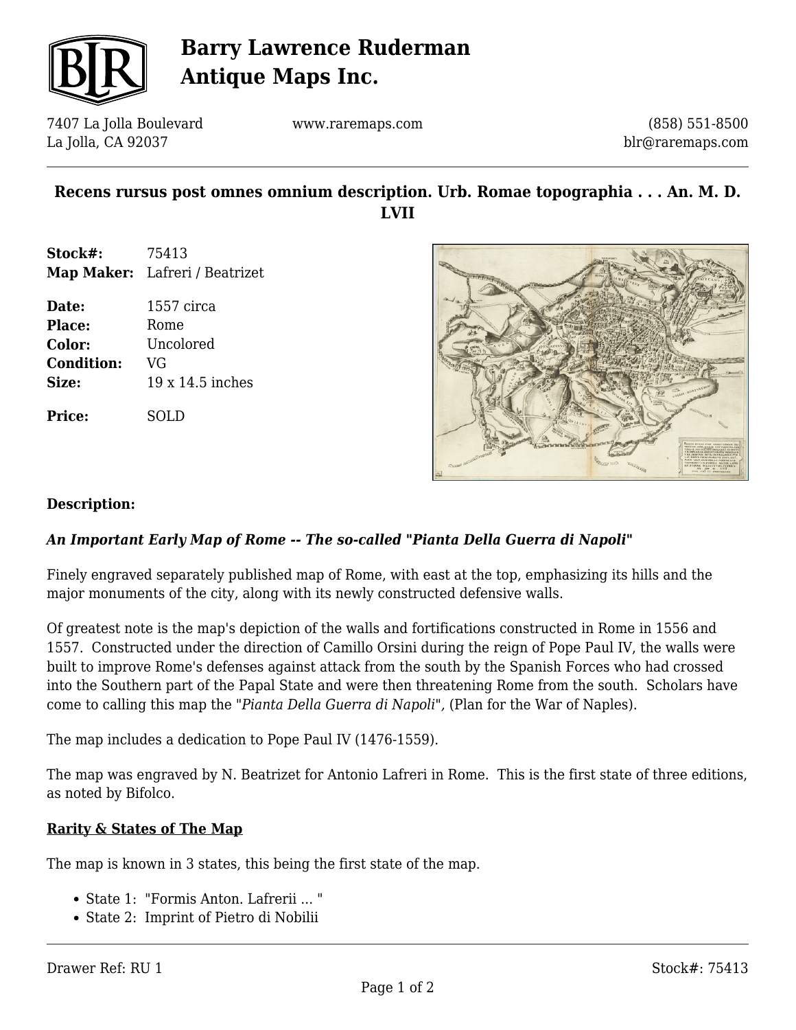# Barry Lawrence Ruderman Antique Maps Inc.

7407 La Jolla Boulevard
La Jolla, CA 92037

www.raremaps.com

(858) 551-8500
blr@raremaps.com

## Recens rursus post omnes omnium description. Urb. Romae topographia . . . An. M. D. LVII

| | |
|---|---|
| **Stock#:** | 75413 |
| **Map Maker:** | Lafreri / Beatrizet |
| **Date:** | 1557 circa |
| **Place:** | Rome |
| **Color:** | Uncolored |
| **Condition:** | VG |
| **Size:** | 19 x 14.5 inches |
| **Price:** | SOLD |

### Description:

***An Important Early Map of Rome -- The so-called "Pianta Della Guerra di Napoli"***

Finely engraved separately published map of Rome, with east at the top, emphasizing its hills and the major monuments of the city, along with its newly constructed defensive walls.

Of greatest note is the map's depiction of the walls and fortifications constructed in Rome in 1556 and 1557. Constructed under the direction of Camillo Orsini during the reign of Pope Paul IV, the walls were built to improve Rome's defenses against attack from the south by the Spanish Forces who had crossed into the Southern part of the Papal State and were then threatening Rome from the south. Scholars have come to calling this map the "*Pianta Della Guerra di Napoli*"*,* (Plan for the War of Naples).

The map includes a dedication to Pope Paul IV (1476-1559).

The map was engraved by N. Beatrizet for Antonio Lafreri in Rome. This is the first state of three editions, as noted by Bifolco.

**Rarity & States of The Map**

The map is known in 3 states, this being the first state of the map.

- State 1: "Formis Anton. Lafrerii ... "
- State 2: Imprint of Pietro di Nobilii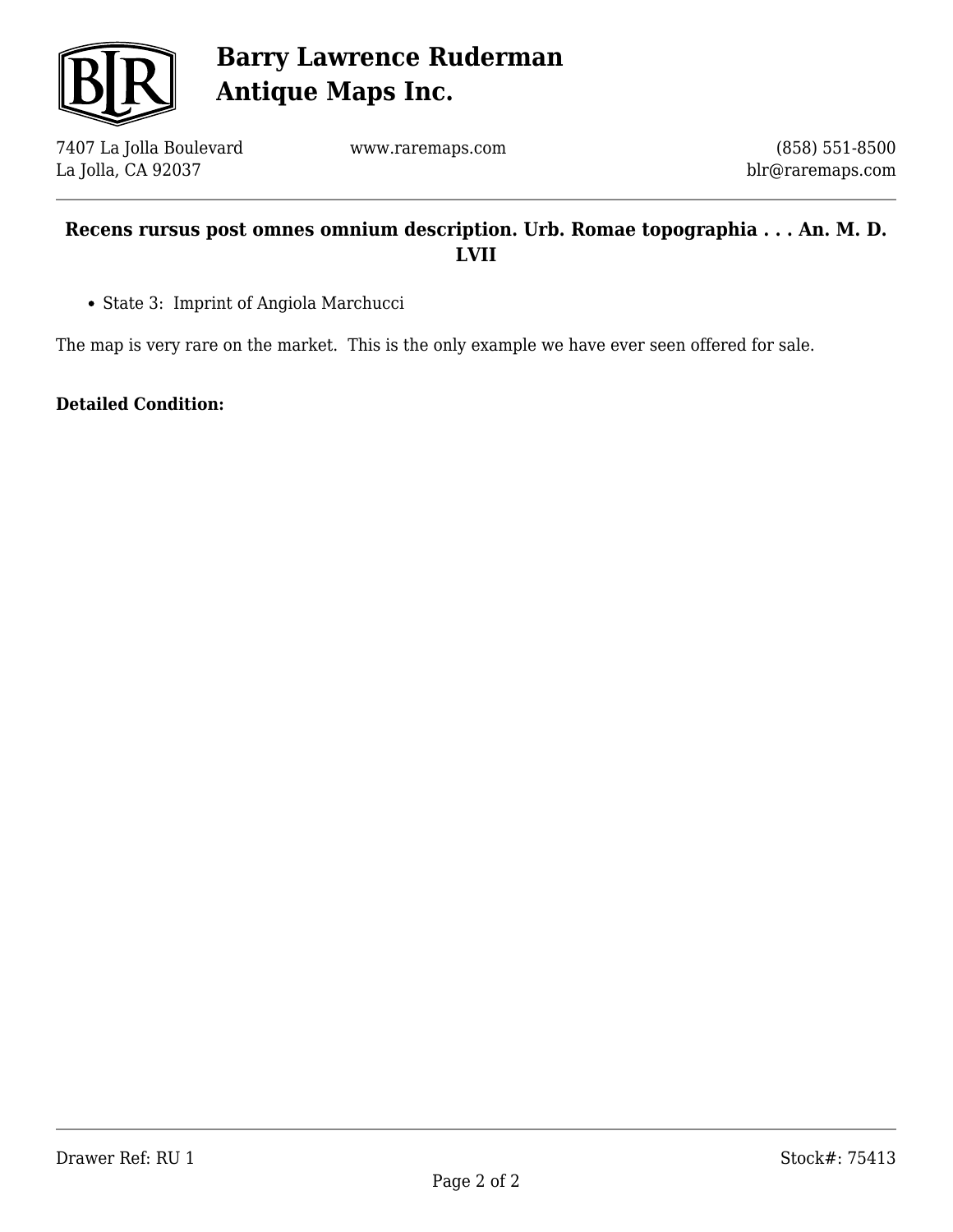**Recens rursus post omnes omnium description. Urb. Romae topographia . . . An. M. D. LVII**

- State 3: Imprint of Angiola Marchucci

The map is very rare on the market. This is the only example we have ever seen offered for sale.

**Detailed Condition:**